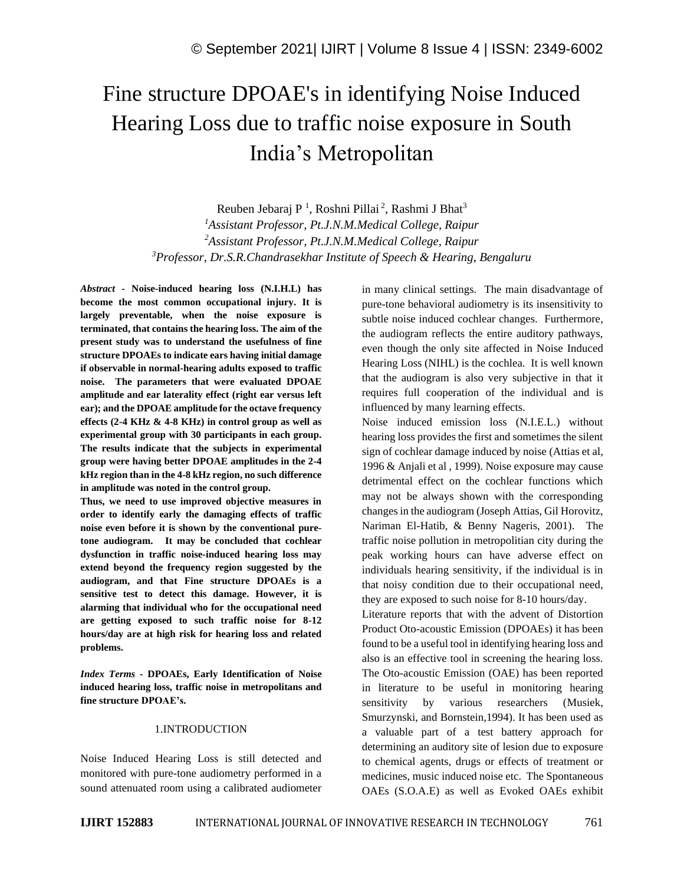# Fine structure DPOAE's in identifying Noise Induced Hearing Loss due to traffic noise exposure in South India's Metropolitan

Reuben Jebaraj P [1], Roshni Pillai [2], Rashmi J Bhat[3]

[1]*Assistant Professor, Pt.J.N.M.Medical College, Raipur*

[2]*Assistant Professor, Pt.J.N.M.Medical College, Raipur*

[3]*Professor, Dr.S.R.Chandrasekhar Institute of Speech & Hearing, Bengaluru*

***Abstract*** **- Noise-induced hearing loss (N.I.H.L) has become the most common occupational injury. It is largely preventable, when the noise exposure is terminated, that contains the hearing loss. The aim of the present study was to understand the usefulness of fine structure DPOAEs to indicate ears having initial damage if observable in normal-hearing adults exposed to traffic noise. The parameters that were evaluated DPOAE amplitude and ear laterality effect (right ear versus left ear); and the DPOAE amplitude for the octave frequency effects (2-4 KHz & 4-8 KHz) in control group as well as experimental group with 30 participants in each group. The results indicate that the subjects in experimental group were having better DPOAE amplitudes in the 2-4 kHz region than in the 4-8 kHz region, no such difference in amplitude was noted in the control group.**

**Thus, we need to use improved objective measures in order to identify early the damaging effects of traffic noise even before it is shown by the conventional pure-tone audiogram. It may be concluded that cochlear dysfunction in traffic noise-induced hearing loss may extend beyond the frequency region suggested by the audiogram, and that Fine structure DPOAEs is a sensitive test to detect this damage. However, it is alarming that individual who for the occupational need are getting exposed to such traffic noise for 8-12 hours/day are at high risk for hearing loss and related problems.**

***Index Terms*** **- DPOAEs, Early Identification of Noise induced hearing loss, traffic noise in metropolitans and fine structure DPOAE's.**

## 1.INTRODUCTION

Noise Induced Hearing Loss is still detected and monitored with pure-tone audiometry performed in a sound attenuated room using a calibrated audiometer in many clinical settings. The main disadvantage of pure-tone behavioral audiometry is its insensitivity to subtle noise induced cochlear changes. Furthermore, the audiogram reflects the entire auditory pathways, even though the only site affected in Noise Induced Hearing Loss (NIHL) is the cochlea. It is well known that the audiogram is also very subjective in that it requires full cooperation of the individual and is influenced by many learning effects.

Noise induced emission loss (N.I.E.L.) without hearing loss provides the first and sometimes the silent sign of cochlear damage induced by noise (Attias et al, 1996 & Anjali et al , 1999). Noise exposure may cause detrimental effect on the cochlear functions which may not be always shown with the corresponding changes in the audiogram (Joseph Attias, Gil Horovitz, Nariman El-Hatib, & Benny Nageris, 2001). The traffic noise pollution in metropolitian city during the peak working hours can have adverse effect on individuals hearing sensitivity, if the individual is in that noisy condition due to their occupational need, they are exposed to such noise for 8-10 hours/day.

Literature reports that with the advent of Distortion Product Oto-acoustic Emission (DPOAEs) it has been found to be a useful tool in identifying hearing loss and also is an effective tool in screening the hearing loss. The Oto-acoustic Emission (OAE) has been reported in literature to be useful in monitoring hearing sensitivity by various researchers (Musiek, Smurzynski, and Bornstein,1994). It has been used as a valuable part of a test battery approach for determining an auditory site of lesion due to exposure to chemical agents, drugs or effects of treatment or medicines, music induced noise etc. The Spontaneous OAEs (S.O.A.E) as well as Evoked OAEs exhibit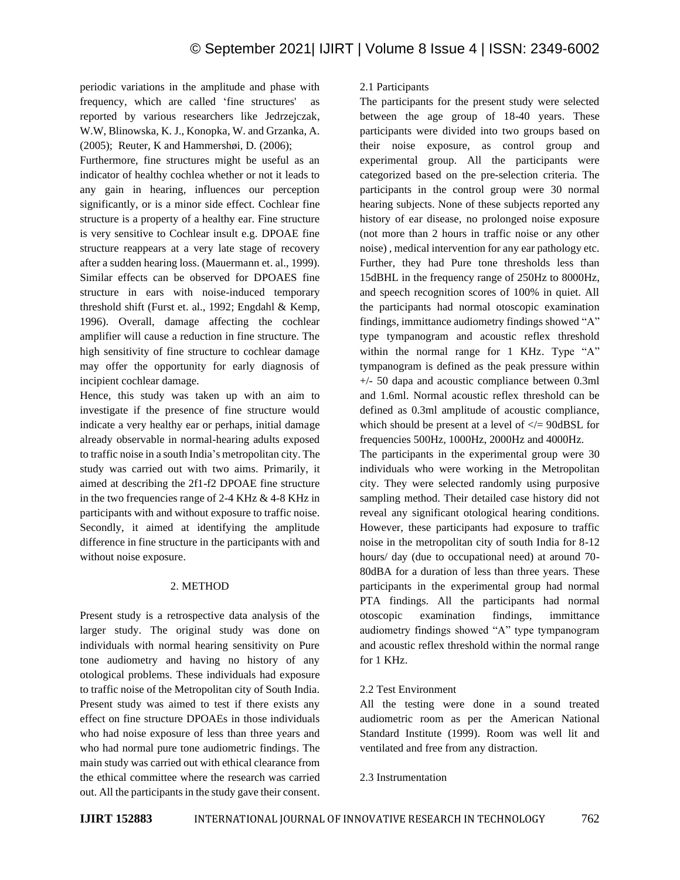periodic variations in the amplitude and phase with frequency, which are called 'fine structures' as reported by various researchers like Jedrzejczak, W.W, Blinowska, K. J., Konopka, W. and Grzanka, A. (2005); Reuter, K and Hammershøi, D. (2006);

Furthermore, fine structures might be useful as an indicator of healthy cochlea whether or not it leads to any gain in hearing, influences our perception significantly, or is a minor side effect. Cochlear fine structure is a property of a healthy ear. Fine structure is very sensitive to Cochlear insult e.g. DPOAE fine structure reappears at a very late stage of recovery after a sudden hearing loss. (Mauermann et. al., 1999). Similar effects can be observed for DPOAES fine structure in ears with noise-induced temporary threshold shift (Furst et. al., 1992; Engdahl & Kemp, 1996). Overall, damage affecting the cochlear amplifier will cause a reduction in fine structure. The high sensitivity of fine structure to cochlear damage may offer the opportunity for early diagnosis of incipient cochlear damage.

Hence, this study was taken up with an aim to investigate if the presence of fine structure would indicate a very healthy ear or perhaps, initial damage already observable in normal-hearing adults exposed to traffic noise in a south India's metropolitan city. The study was carried out with two aims. Primarily, it aimed at describing the 2f1-f2 DPOAE fine structure in the two frequencies range of 2-4 KHz & 4-8 KHz in participants with and without exposure to traffic noise. Secondly, it aimed at identifying the amplitude difference in fine structure in the participants with and without noise exposure.

## 2. METHOD

Present study is a retrospective data analysis of the larger study. The original study was done on individuals with normal hearing sensitivity on Pure tone audiometry and having no history of any otological problems. These individuals had exposure to traffic noise of the Metropolitan city of South India. Present study was aimed to test if there exists any effect on fine structure DPOAEs in those individuals who had noise exposure of less than three years and who had normal pure tone audiometric findings. The main study was carried out with ethical clearance from the ethical committee where the research was carried out. All the participants in the study gave their consent.

### 2.1 Participants

The participants for the present study were selected between the age group of 18-40 years. These participants were divided into two groups based on their noise exposure, as control group and experimental group. All the participants were categorized based on the pre-selection criteria. The participants in the control group were 30 normal hearing subjects. None of these subjects reported any history of ear disease, no prolonged noise exposure (not more than 2 hours in traffic noise or any other noise) , medical intervention for any ear pathology etc. Further, they had Pure tone thresholds less than 15dBHL in the frequency range of 250Hz to 8000Hz, and speech recognition scores of 100% in quiet. All the participants had normal otoscopic examination findings, immittance audiometry findings showed "A" type tympanogram and acoustic reflex threshold within the normal range for 1 KHz. Type "A" tympanogram is defined as the peak pressure within +/- 50 dapa and acoustic compliance between 0.3ml and 1.6ml. Normal acoustic reflex threshold can be defined as 0.3ml amplitude of acoustic compliance, which should be present at a level of </= 90dBSL for frequencies 500Hz, 1000Hz, 2000Hz and 4000Hz.

The participants in the experimental group were 30 individuals who were working in the Metropolitan city. They were selected randomly using purposive sampling method. Their detailed case history did not reveal any significant otological hearing conditions. However, these participants had exposure to traffic noise in the metropolitan city of south India for 8-12 hours/ day (due to occupational need) at around 70-80dBA for a duration of less than three years. These participants in the experimental group had normal PTA findings. All the participants had normal otoscopic examination findings, immittance audiometry findings showed "A" type tympanogram and acoustic reflex threshold within the normal range for 1 KHz.

### 2.2 Test Environment

All the testing were done in a sound treated audiometric room as per the American National Standard Institute (1999). Room was well lit and ventilated and free from any distraction.

### 2.3 Instrumentation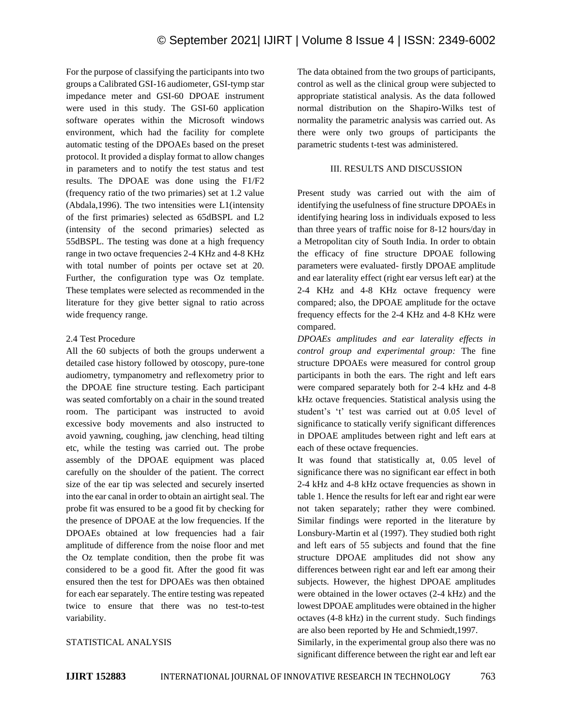For the purpose of classifying the participants into two groups a Calibrated GSI-16 audiometer, GSI-tymp star impedance meter and GSI-60 DPOAE instrument were used in this study. The GSI-60 application software operates within the Microsoft windows environment, which had the facility for complete automatic testing of the DPOAEs based on the preset protocol. It provided a display format to allow changes in parameters and to notify the test status and test results. The DPOAE was done using the F1/F2 (frequency ratio of the two primaries) set at 1.2 value (Abdala,1996). The two intensities were L1(intensity of the first primaries) selected as 65dBSPL and L2 (intensity of the second primaries) selected as 55dBSPL. The testing was done at a high frequency range in two octave frequencies 2-4 KHz and 4-8 KHz with total number of points per octave set at 20. Further, the configuration type was Oz template. These templates were selected as recommended in the literature for they give better signal to ratio across wide frequency range.

### 2.4 Test Procedure

All the 60 subjects of both the groups underwent a detailed case history followed by otoscopy, pure-tone audiometry, tympanometry and reflexometry prior to the DPOAE fine structure testing. Each participant was seated comfortably on a chair in the sound treated room. The participant was instructed to avoid excessive body movements and also instructed to avoid yawning, coughing, jaw clenching, head tilting etc, while the testing was carried out. The probe assembly of the DPOAE equipment was placed carefully on the shoulder of the patient. The correct size of the ear tip was selected and securely inserted into the ear canal in order to obtain an airtight seal. The probe fit was ensured to be a good fit by checking for the presence of DPOAE at the low frequencies. If the DPOAEs obtained at low frequencies had a fair amplitude of difference from the noise floor and met the Oz template condition, then the probe fit was considered to be a good fit. After the good fit was ensured then the test for DPOAEs was then obtained for each ear separately. The entire testing was repeated twice to ensure that there was no test-to-test variability.

### STATISTICAL ANALYSIS

The data obtained from the two groups of participants, control as well as the clinical group were subjected to appropriate statistical analysis. As the data followed normal distribution on the Shapiro-Wilks test of normality the parametric analysis was carried out. As there were only two groups of participants the parametric students t-test was administered.

## III. RESULTS AND DISCUSSION

Present study was carried out with the aim of identifying the usefulness of fine structure DPOAEs in identifying hearing loss in individuals exposed to less than three years of traffic noise for 8-12 hours/day in a Metropolitan city of South India. In order to obtain the efficacy of fine structure DPOAE following parameters were evaluated- firstly DPOAE amplitude and ear laterality effect (right ear versus left ear) at the 2-4 KHz and 4-8 KHz octave frequency were compared; also, the DPOAE amplitude for the octave frequency effects for the 2-4 KHz and 4-8 KHz were compared.

*DPOAEs amplitudes and ear laterality effects in control group and experimental group:* The fine structure DPOAEs were measured for control group participants in both the ears. The right and left ears were compared separately both for 2-4 kHz and 4-8 kHz octave frequencies. Statistical analysis using the student's 't' test was carried out at 0.05 level of significance to statically verify significant differences in DPOAE amplitudes between right and left ears at each of these octave frequencies.

It was found that statistically at, 0.05 level of significance there was no significant ear effect in both 2-4 kHz and 4-8 kHz octave frequencies as shown in table 1. Hence the results for left ear and right ear were not taken separately; rather they were combined. Similar findings were reported in the literature by Lonsbury-Martin et al (1997). They studied both right and left ears of 55 subjects and found that the fine structure DPOAE amplitudes did not show any differences between right ear and left ear among their subjects. However, the highest DPOAE amplitudes were obtained in the lower octaves (2-4 kHz) and the lowest DPOAE amplitudes were obtained in the higher octaves (4-8 kHz) in the current study. Such findings are also been reported by He and Schmiedt,1997.

Similarly, in the experimental group also there was no significant difference between the right ear and left ear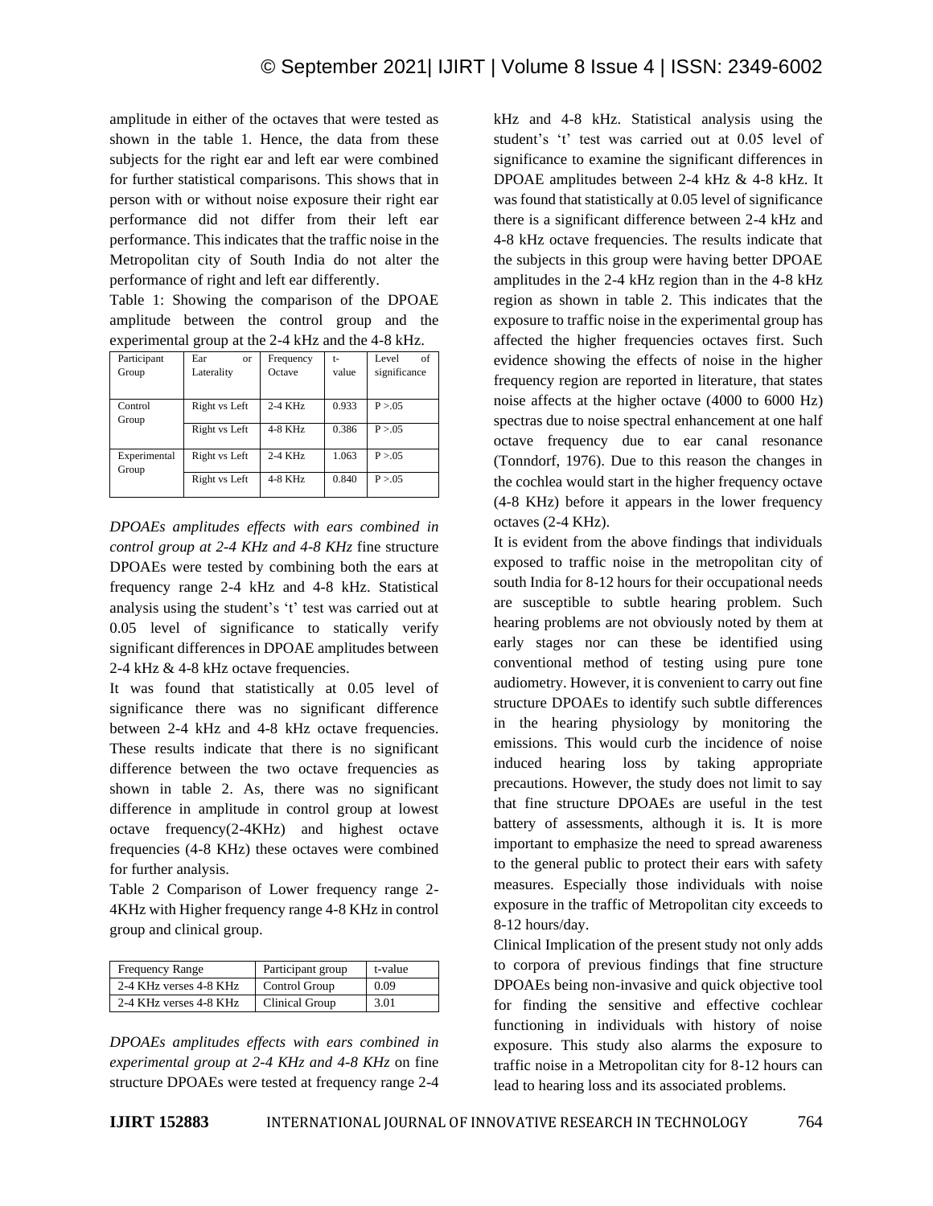amplitude in either of the octaves that were tested as shown in the table 1. Hence, the data from these subjects for the right ear and left ear were combined for further statistical comparisons. This shows that in person with or without noise exposure their right ear performance did not differ from their left ear performance. This indicates that the traffic noise in the Metropolitan city of South India do not alter the performance of right and left ear differently.

Table 1: Showing the comparison of the DPOAE amplitude between the control group and the experimental group at the 2-4 kHz and the 4-8 kHz.

| Participant Group | Ear or Laterality | Frequency Octave | t-value | Level of significance |
|---|---|---|---|---|
| Control Group | Right vs Left | 2-4 KHz | 0.933 | P >.05 |
| | Right vs Left | 4-8 KHz | 0.386 | P >.05 |
| Experimental Group | Right vs Left | 2-4 KHz | 1.063 | P >.05 |
| | Right vs Left | 4-8 KHz | 0.840 | P >.05 |

*DPOAEs amplitudes effects with ears combined in control group at 2-4 KHz and 4-8 KHz* fine structure DPOAEs were tested by combining both the ears at frequency range 2-4 kHz and 4-8 kHz. Statistical analysis using the student's 't' test was carried out at 0.05 level of significance to statically verify significant differences in DPOAE amplitudes between 2-4 kHz & 4-8 kHz octave frequencies.

It was found that statistically at 0.05 level of significance there was no significant difference between 2-4 kHz and 4-8 kHz octave frequencies. These results indicate that there is no significant difference between the two octave frequencies as shown in table 2. As, there was no significant difference in amplitude in control group at lowest octave frequency(2-4KHz) and highest octave frequencies (4-8 KHz) these octaves were combined for further analysis.

Table 2 Comparison of Lower frequency range 2-4KHz with Higher frequency range 4-8 KHz in control group and clinical group.

| Frequency Range | Participant group | t-value |
|---|---|---|
| 2-4 KHz verses 4-8 KHz | Control Group | 0.09 |
| 2-4 KHz verses 4-8 KHz | Clinical Group | 3.01 |

*DPOAEs amplitudes effects with ears combined in experimental group at 2-4 KHz and 4-8 KHz* on fine structure DPOAEs were tested at frequency range 2-4 kHz and 4-8 kHz. Statistical analysis using the student's 't' test was carried out at 0.05 level of significance to examine the significant differences in DPOAE amplitudes between 2-4 kHz & 4-8 kHz. It was found that statistically at 0.05 level of significance there is a significant difference between 2-4 kHz and 4-8 kHz octave frequencies. The results indicate that the subjects in this group were having better DPOAE amplitudes in the 2-4 kHz region than in the 4-8 kHz region as shown in table 2. This indicates that the exposure to traffic noise in the experimental group has affected the higher frequencies octaves first. Such evidence showing the effects of noise in the higher frequency region are reported in literature, that states noise affects at the higher octave (4000 to 6000 Hz) spectras due to noise spectral enhancement at one half octave frequency due to ear canal resonance (Tonndorf, 1976). Due to this reason the changes in the cochlea would start in the higher frequency octave (4-8 KHz) before it appears in the lower frequency octaves (2-4 KHz).

It is evident from the above findings that individuals exposed to traffic noise in the metropolitan city of south India for 8-12 hours for their occupational needs are susceptible to subtle hearing problem. Such hearing problems are not obviously noted by them at early stages nor can these be identified using conventional method of testing using pure tone audiometry. However, it is convenient to carry out fine structure DPOAEs to identify such subtle differences in the hearing physiology by monitoring the emissions. This would curb the incidence of noise induced hearing loss by taking appropriate precautions. However, the study does not limit to say that fine structure DPOAEs are useful in the test battery of assessments, although it is. It is more important to emphasize the need to spread awareness to the general public to protect their ears with safety measures. Especially those individuals with noise exposure in the traffic of Metropolitan city exceeds to 8-12 hours/day.

Clinical Implication of the present study not only adds to corpora of previous findings that fine structure DPOAEs being non-invasive and quick objective tool for finding the sensitive and effective cochlear functioning in individuals with history of noise exposure. This study also alarms the exposure to traffic noise in a Metropolitan city for 8-12 hours can lead to hearing loss and its associated problems.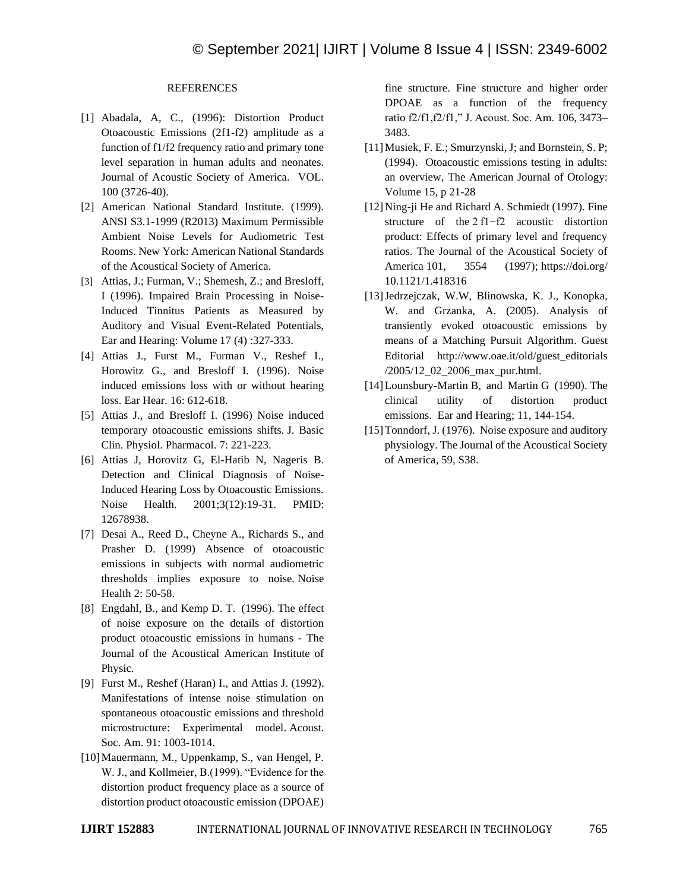REFERENCES

[1] Abadala, A, C., (1996): Distortion Product Otoacoustic Emissions (2f1-f2) amplitude as a function of f1/f2 frequency ratio and primary tone level separation in human adults and neonates. Journal of Acoustic Society of America. VOL. 100 (3726-40).

[2] American National Standard Institute. (1999). ANSI S3.1-1999 (R2013) Maximum Permissible Ambient Noise Levels for Audiometric Test Rooms. New York: American National Standards of the Acoustical Society of America.

[3] Attias, J.; Furman, V.; Shemesh, Z.; and Bresloff, I (1996). Impaired Brain Processing in Noise-Induced Tinnitus Patients as Measured by Auditory and Visual Event-Related Potentials, Ear and Hearing: Volume 17 (4) :327-333.

[4] Attias J., Furst M., Furman V., Reshef I., Horowitz G., and Bresloff I. (1996). Noise induced emissions loss with or without hearing loss. Ear Hear. 16: 612-618.

[5] Attias J., and Bresloff I. (1996) Noise induced temporary otoacoustic emissions shifts. J. Basic Clin. Physiol. Pharmacol. 7: 221-223.

[6] Attias J, Horovitz G, El-Hatib N, Nageris B. Detection and Clinical Diagnosis of Noise-Induced Hearing Loss by Otoacoustic Emissions. Noise Health. 2001;3(12):19-31. PMID: 12678938.

[7] Desai A., Reed D., Cheyne A., Richards S., and Prasher D. (1999) Absence of otoacoustic emissions in subjects with normal audiometric thresholds implies exposure to noise. Noise Health 2: 50-58.

[8] Engdahl, B., and Kemp D. T. (1996). The effect of noise exposure on the details of distortion product otoacoustic emissions in humans - The Journal of the Acoustical American Institute of Physic.

[9] Furst M., Reshef (Haran) I., and Attias J. (1992). Manifestations of intense noise stimulation on spontaneous otoacoustic emissions and threshold microstructure: Experimental model. Acoust. Soc. Am. 91: 1003-1014.

[10] Mauermann, M., Uppenkamp, S., van Hengel, P. W. J., and Kollmeier, B.(1999). "Evidence for the distortion product frequency place as a source of distortion product otoacoustic emission (DPOAE) fine structure. Fine structure and higher order DPOAE as a function of the frequency ratio f2/f1,f2/f1," J. Acoust. Soc. Am. 106, 3473–3483.

[11] Musiek, F. E.; Smurzynski, J; and Bornstein, S. P; (1994). Otoacoustic emissions testing in adults: an overview, The American Journal of Otology: Volume 15, p 21-28

[12] Ning-ji He and Richard A. Schmiedt (1997). Fine structure of the 2 f1−f2 acoustic distortion product: Effects of primary level and frequency ratios. The Journal of the Acoustical Society of America 101, 3554 (1997); https://doi.org/10.1121/1.418316

[13] Jedrzejczak, W.W, Blinowska, K. J., Konopka, W. and Grzanka, A. (2005). Analysis of transiently evoked otoacoustic emissions by means of a Matching Pursuit Algorithm. Guest Editorial http://www.oae.it/old/guest_editorials/2005/12_02_2006_max_pur.html.

[14] Lounsbury-Martin B, and Martin G (1990). The clinical utility of distortion product emissions. Ear and Hearing; 11, 144-154.

[15] Tonndorf, J. (1976). Noise exposure and auditory physiology. The Journal of the Acoustical Society of America, 59, S38.